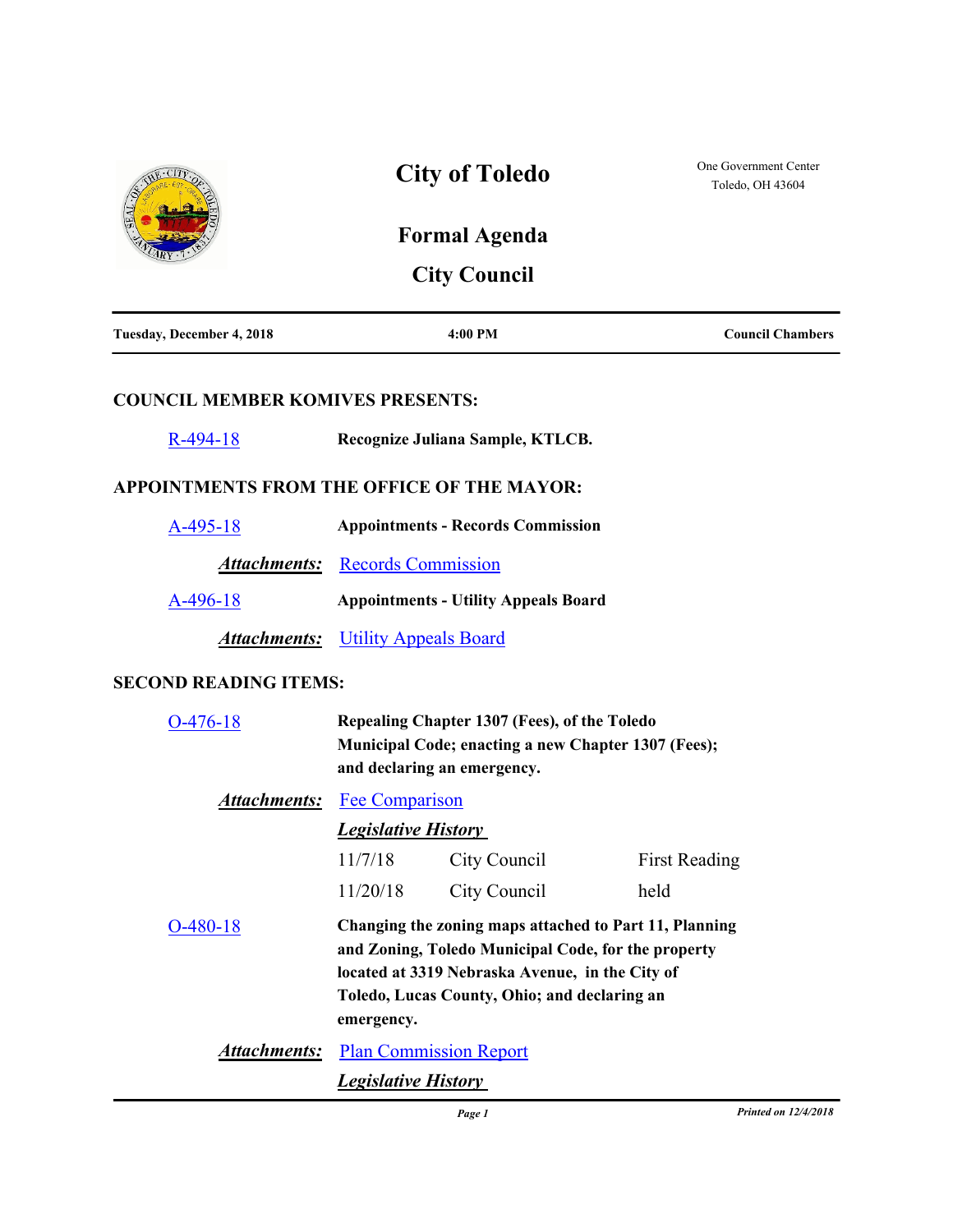# City of Toledo

One Government Center
Toledo, OH 43604

## Formal Agenda

## City Council

| Tuesday, December 4, 2018 | 4:00 PM | Council Chambers |
|---|---|---|

### COUNCIL MEMBER KOMIVES PRESENTS:

R-494-18 — **Recognize Juliana Sample, KTLCB.**

### APPOINTMENTS FROM THE OFFICE OF THE MAYOR:

A-495-18 — **Appointments - Records Commission**

***Attachments:*** Records Commission

A-496-18 — **Appointments - Utility Appeals Board**

***Attachments:*** Utility Appeals Board

### SECOND READING ITEMS:

O-476-18 — **Repealing Chapter 1307 (Fees), of the Toledo Municipal Code; enacting a new Chapter 1307 (Fees); and declaring an emergency.**

***Attachments:*** Fee Comparison

***Legislative History***

| | | |
|---|---|---|
| 11/7/18 | City Council | First Reading |
| 11/20/18 | City Council | held |

O-480-18 — **Changing the zoning maps attached to Part 11, Planning and Zoning, Toledo Municipal Code, for the property located at 3319 Nebraska Avenue, in the City of Toledo, Lucas County, Ohio; and declaring an emergency.**

***Attachments:*** Plan Commission Report

***Legislative History***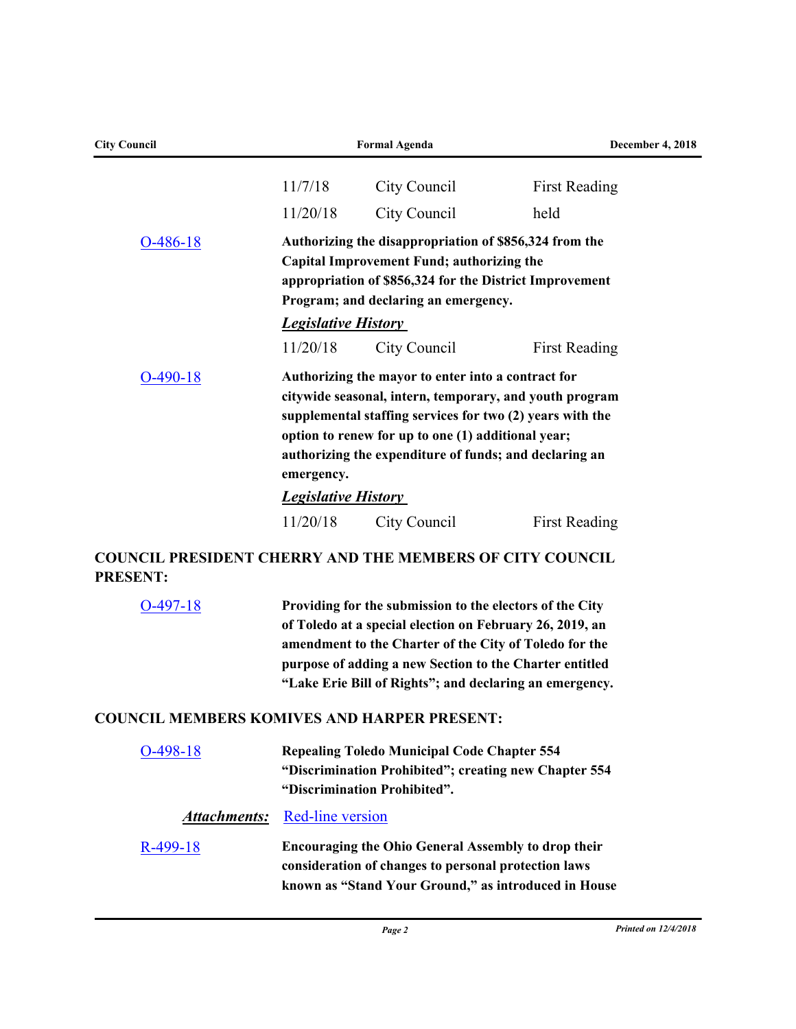| | | |
|---|---|---|
| 11/7/18 | City Council | First Reading |
| 11/20/18 | City Council | held |

O-486-18

**Authorizing the disappropriation of $856,324 from the Capital Improvement Fund; authorizing the appropriation of $856,324 for the District Improvement Program; and declaring an emergency.**

***Legislative History***

| | | |
|---|---|---|
| 11/20/18 | City Council | First Reading |

O-490-18

**Authorizing the mayor to enter into a contract for citywide seasonal, intern, temporary, and youth program supplemental staffing services for two (2) years with the option to renew for up to one (1) additional year; authorizing the expenditure of funds; and declaring an emergency.**

***Legislative History***

| | | |
|---|---|---|
| 11/20/18 | City Council | First Reading |

## COUNCIL PRESIDENT CHERRY AND THE MEMBERS OF CITY COUNCIL PRESENT:

O-497-18

**Providing for the submission to the electors of the City of Toledo at a special election on February 26, 2019, an amendment to the Charter of the City of Toledo for the purpose of adding a new Section to the Charter entitled "Lake Erie Bill of Rights"; and declaring an emergency.**

## COUNCIL MEMBERS KOMIVES AND HARPER PRESENT:

O-498-18

**Repealing Toledo Municipal Code Chapter 554 "Discrimination Prohibited"; creating new Chapter 554 "Discrimination Prohibited".**

***Attachments:*** Red-line version

R-499-18

**Encouraging the Ohio General Assembly to drop their consideration of changes to personal protection laws known as "Stand Your Ground," as introduced in House**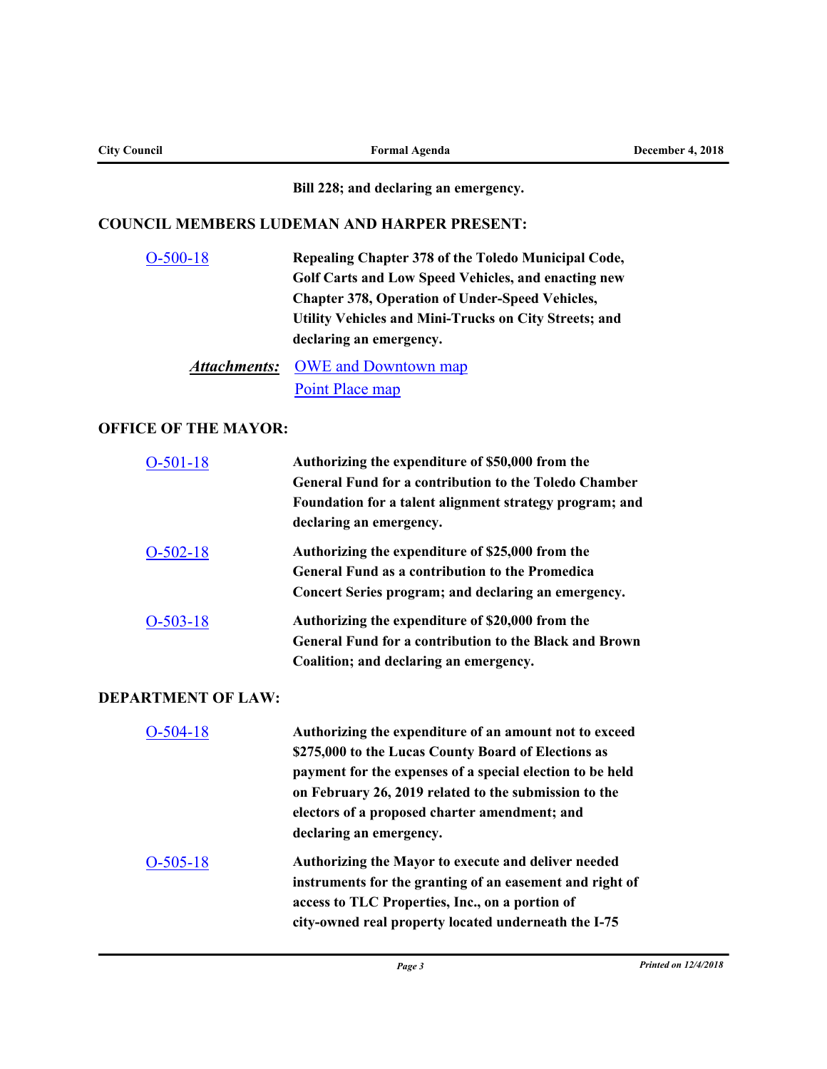Bill 228; and declaring an emergency.

## COUNCIL MEMBERS LUDEMAN AND HARPER PRESENT:

| | |
|---|---|
| O-500-18 | **Repealing Chapter 378 of the Toledo Municipal Code, Golf Carts and Low Speed Vehicles, and enacting new Chapter 378, Operation of Under-Speed Vehicles, Utility Vehicles and Mini-Trucks on City Streets; and declaring an emergency.** |
| ***Attachments:*** | OWE and Downtown map<br>Point Place map |

## OFFICE OF THE MAYOR:

| | |
|---|---|
| O-501-18 | **Authorizing the expenditure of $50,000 from the General Fund for a contribution to the Toledo Chamber Foundation for a talent alignment strategy program; and declaring an emergency.** |
| O-502-18 | **Authorizing the expenditure of $25,000 from the General Fund as a contribution to the Promedica Concert Series program; and declaring an emergency.** |
| O-503-18 | **Authorizing the expenditure of $20,000 from the General Fund for a contribution to the Black and Brown Coalition; and declaring an emergency.** |

## DEPARTMENT OF LAW:

| | |
|---|---|
| O-504-18 | **Authorizing the expenditure of an amount not to exceed $275,000 to the Lucas County Board of Elections as payment for the expenses of a special election to be held on February 26, 2019 related to the submission to the electors of a proposed charter amendment; and declaring an emergency.** |
| O-505-18 | **Authorizing the Mayor to execute and deliver needed instruments for the granting of an easement and right of access to TLC Properties, Inc., on a portion of city-owned real property located underneath the I-75** |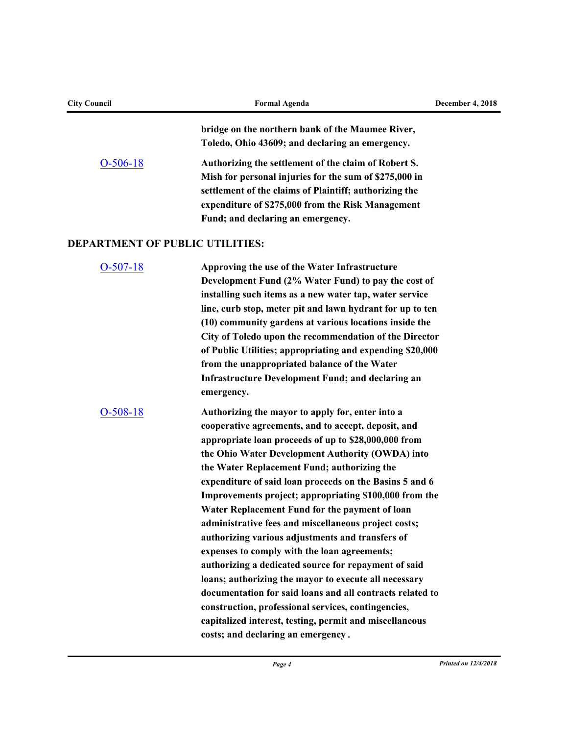**bridge on the northern bank of the Maumee River, Toledo, Ohio 43609; and declaring an emergency.**

| | |
|---|---|
| O-506-18 | **Authorizing the settlement of the claim of Robert S. Mish for personal injuries for the sum of $275,000 in settlement of the claims of Plaintiff; authorizing the expenditure of $275,000 from the Risk Management Fund; and declaring an emergency.** |

## DEPARTMENT OF PUBLIC UTILITIES:

| | |
|---|---|
| O-507-18 | **Approving the use of the Water Infrastructure Development Fund (2% Water Fund) to pay the cost of installing such items as a new water tap, water service line, curb stop, meter pit and lawn hydrant for up to ten (10) community gardens at various locations inside the City of Toledo upon the recommendation of the Director of Public Utilities; appropriating and expending $20,000 from the unappropriated balance of the Water Infrastructure Development Fund; and declaring an emergency.** |
| O-508-18 | **Authorizing the mayor to apply for, enter into a cooperative agreements, and to accept, deposit, and appropriate loan proceeds of up to $28,000,000 from the Ohio Water Development Authority (OWDA) into the Water Replacement Fund; authorizing the expenditure of said loan proceeds on the Basins 5 and 6 Improvements project; appropriating $100,000 from the Water Replacement Fund for the payment of loan administrative fees and miscellaneous project costs; authorizing various adjustments and transfers of expenses to comply with the loan agreements; authorizing a dedicated source for repayment of said loans; authorizing the mayor to execute all necessary documentation for said loans and all contracts related to construction, professional services, contingencies, capitalized interest, testing, permit and miscellaneous costs; and declaring an emergency .** |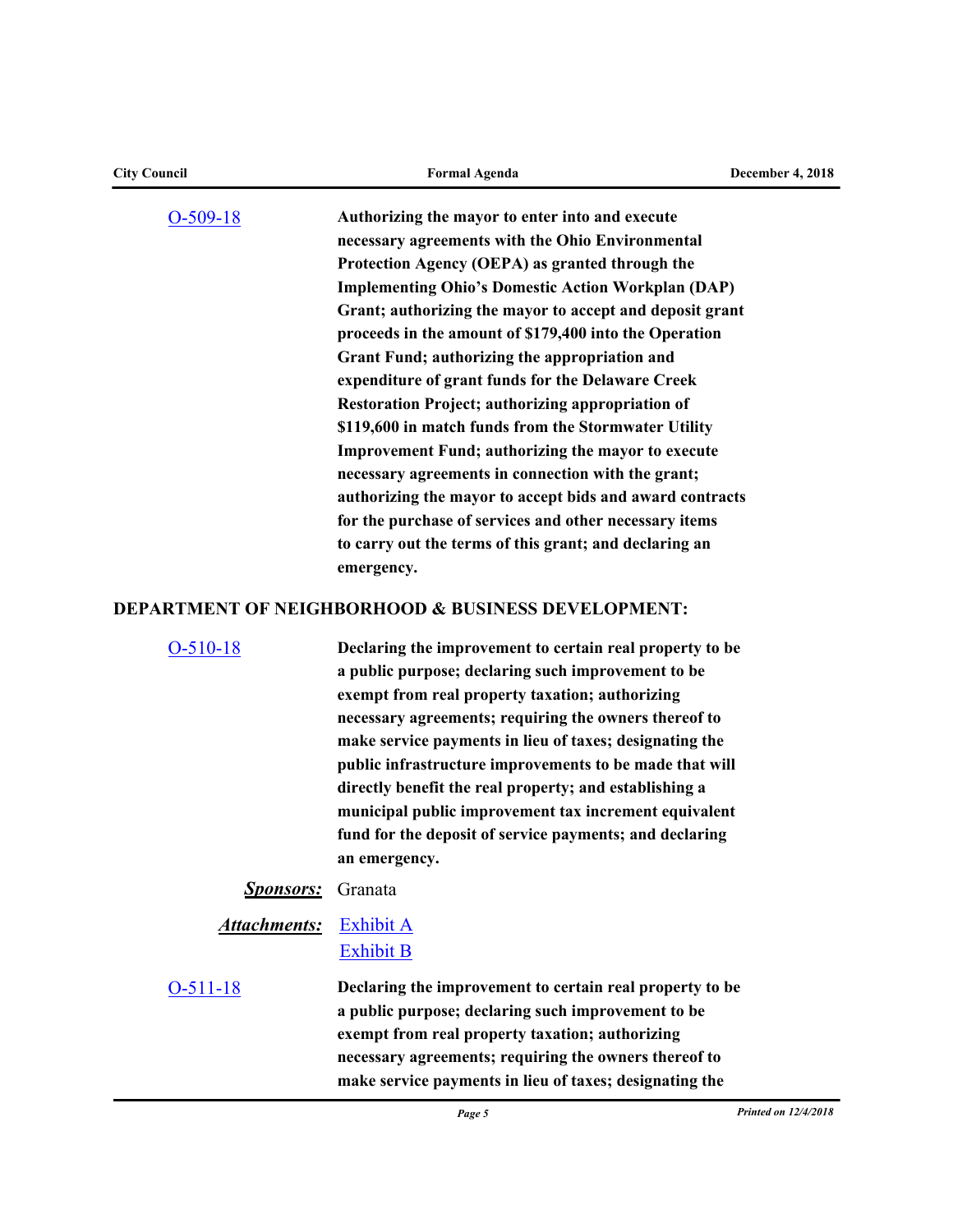O-509-18 **Authorizing the mayor to enter into and execute necessary agreements with the Ohio Environmental Protection Agency (OEPA) as granted through the Implementing Ohio's Domestic Action Workplan (DAP) Grant; authorizing the mayor to accept and deposit grant proceeds in the amount of $179,400 into the Operation Grant Fund; authorizing the appropriation and expenditure of grant funds for the Delaware Creek Restoration Project; authorizing appropriation of $119,600 in match funds from the Stormwater Utility Improvement Fund; authorizing the mayor to execute necessary agreements in connection with the grant; authorizing the mayor to accept bids and award contracts for the purchase of services and other necessary items to carry out the terms of this grant; and declaring an emergency.**

## DEPARTMENT OF NEIGHBORHOOD & BUSINESS DEVELOPMENT:

O-510-18 **Declaring the improvement to certain real property to be a public purpose; declaring such improvement to be exempt from real property taxation; authorizing necessary agreements; requiring the owners thereof to make service payments in lieu of taxes; designating the public infrastructure improvements to be made that will directly benefit the real property; and establishing a municipal public improvement tax increment equivalent fund for the deposit of service payments; and declaring an emergency.**

***Sponsors:*** Granata

***Attachments:*** Exhibit A
Exhibit B

O-511-18 **Declaring the improvement to certain real property to be a public purpose; declaring such improvement to be exempt from real property taxation; authorizing necessary agreements; requiring the owners thereof to make service payments in lieu of taxes; designating the**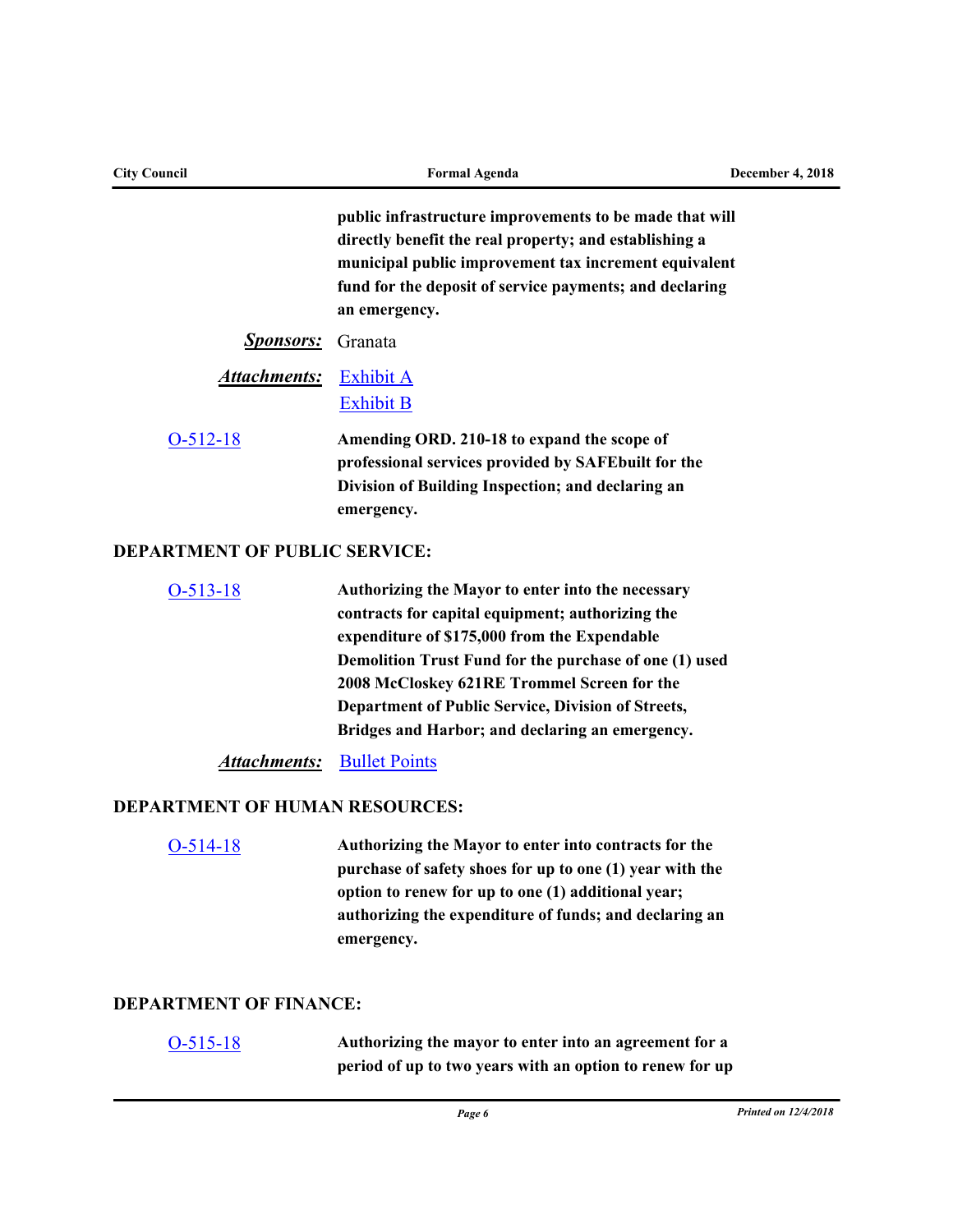**public infrastructure improvements to be made that will directly benefit the real property; and establishing a municipal public improvement tax increment equivalent fund for the deposit of service payments; and declaring an emergency.**

***Sponsors:*** Granata

***Attachments:*** [Exhibit A]
[Exhibit B]

[O-512-18] **Amending ORD. 210-18 to expand the scope of professional services provided by SAFEbuilt for the Division of Building Inspection; and declaring an emergency.**

## DEPARTMENT OF PUBLIC SERVICE:

[O-513-18] **Authorizing the Mayor to enter into the necessary contracts for capital equipment; authorizing the expenditure of $175,000 from the Expendable Demolition Trust Fund for the purchase of one (1) used 2008 McCloskey 621RE Trommel Screen for the Department of Public Service, Division of Streets, Bridges and Harbor; and declaring an emergency.**

***Attachments:*** [Bullet Points]

## DEPARTMENT OF HUMAN RESOURCES:

[O-514-18] **Authorizing the Mayor to enter into contracts for the purchase of safety shoes for up to one (1) year with the option to renew for up to one (1) additional year; authorizing the expenditure of funds; and declaring an emergency.**

## DEPARTMENT OF FINANCE:

[O-515-18] **Authorizing the mayor to enter into an agreement for a period of up to two years with an option to renew for up**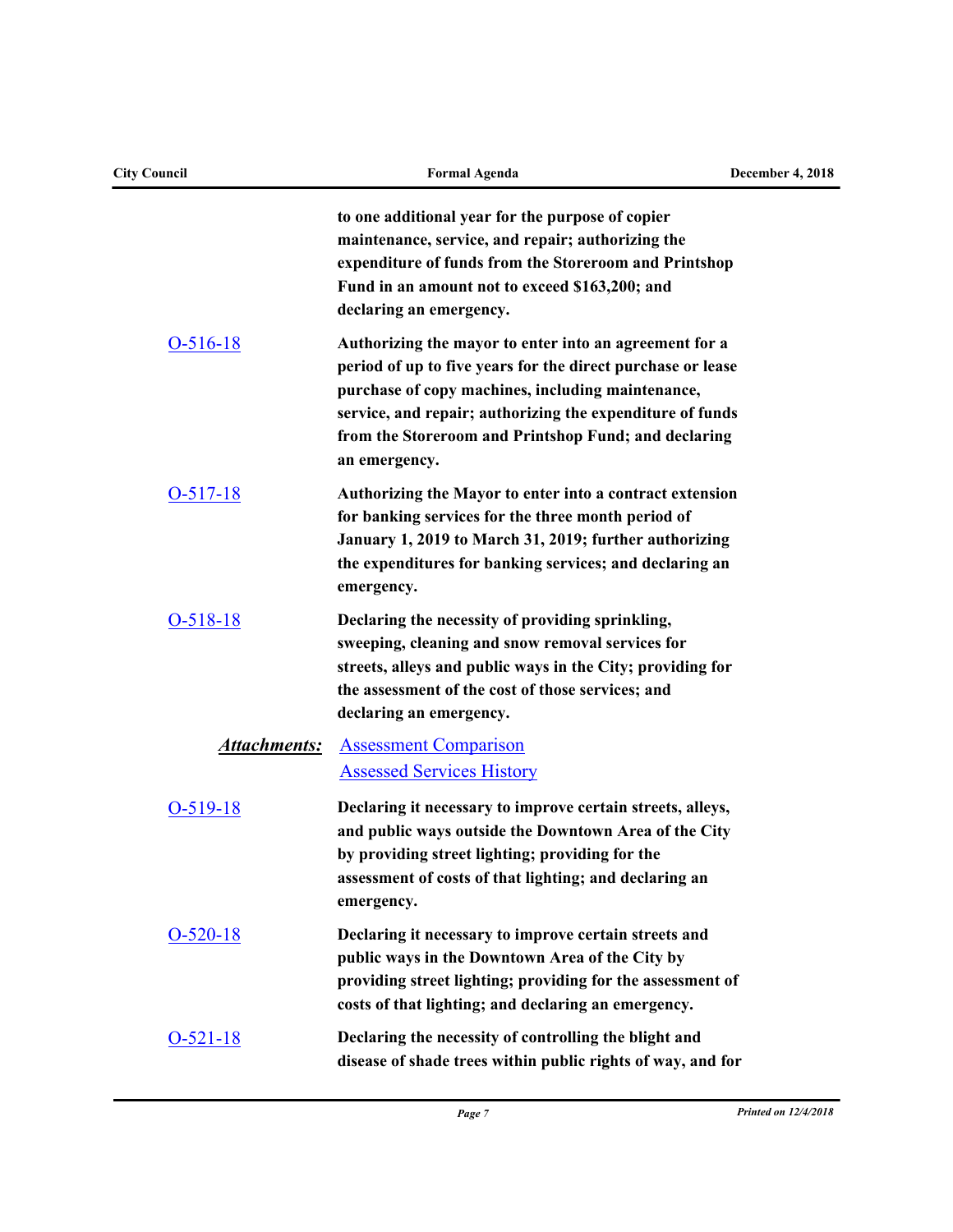**to one additional year for the purpose of copier maintenance, service, and repair; authorizing the expenditure of funds from the Storeroom and Printshop Fund in an amount not to exceed $163,200; and declaring an emergency.**

[O-516-18](#) **Authorizing the mayor to enter into an agreement for a period of up to five years for the direct purchase or lease purchase of copy machines, including maintenance, service, and repair; authorizing the expenditure of funds from the Storeroom and Printshop Fund; and declaring an emergency.**

[O-517-18](#) **Authorizing the Mayor to enter into a contract extension for banking services for the three month period of January 1, 2019 to March 31, 2019; further authorizing the expenditures for banking services; and declaring an emergency.**

[O-518-18](#) **Declaring the necessity of providing sprinkling, sweeping, cleaning and snow removal services for streets, alleys and public ways in the City; providing for the assessment of the cost of those services; and declaring an emergency.**

***Attachments:*** [Assessment Comparison](#)
[Assessed Services History](#)

[O-519-18](#) **Declaring it necessary to improve certain streets, alleys, and public ways outside the Downtown Area of the City by providing street lighting; providing for the assessment of costs of that lighting; and declaring an emergency.**

[O-520-18](#) **Declaring it necessary to improve certain streets and public ways in the Downtown Area of the City by providing street lighting; providing for the assessment of costs of that lighting; and declaring an emergency.**

[O-521-18](#) **Declaring the necessity of controlling the blight and disease of shade trees within public rights of way, and for**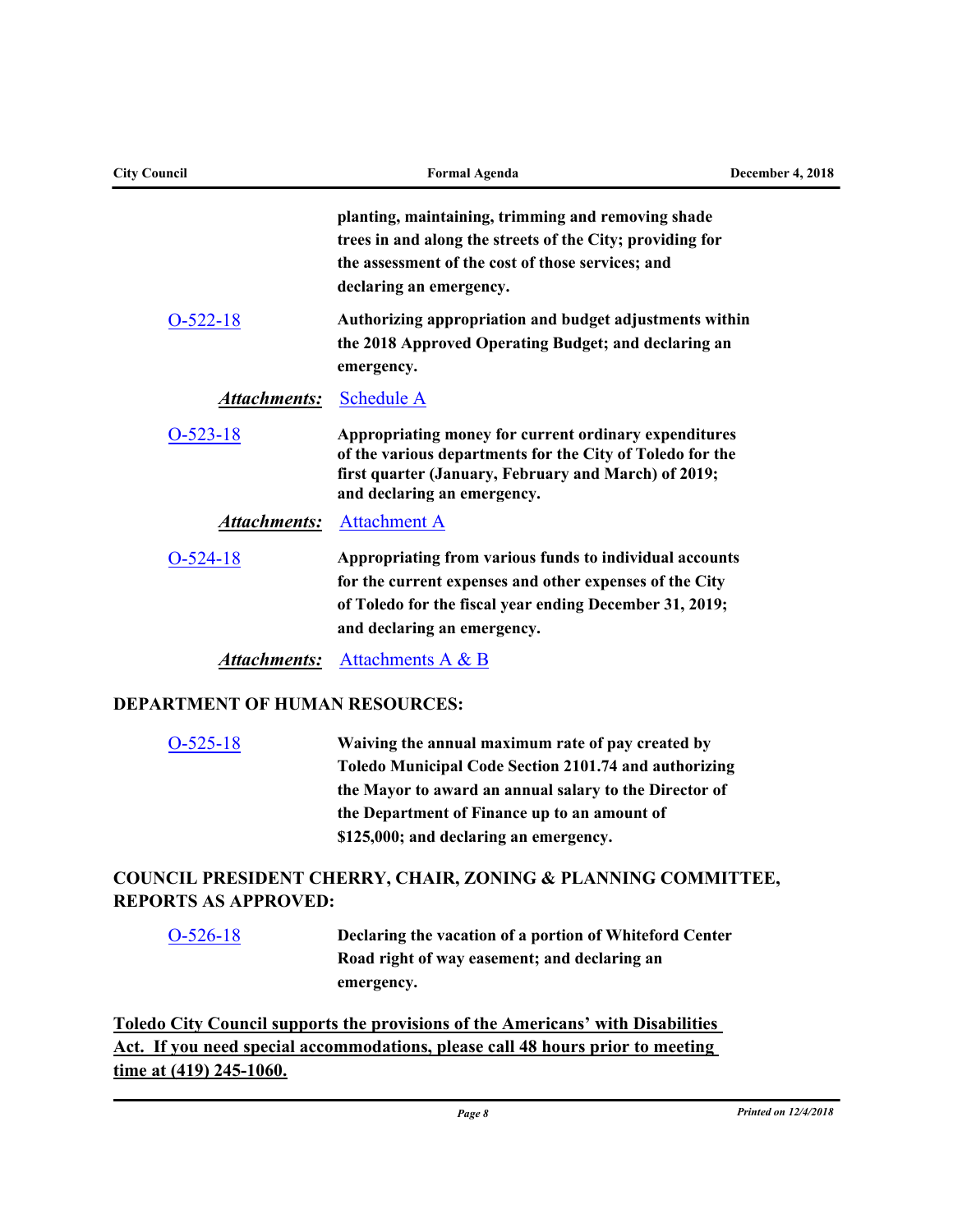**planting, maintaining, trimming and removing shade trees in and along the streets of the City; providing for the assessment of the cost of those services; and declaring an emergency.**

O-522-18 **Authorizing appropriation and budget adjustments within the 2018 Approved Operating Budget; and declaring an emergency.**

***Attachments:*** Schedule A

O-523-18 **Appropriating money for current ordinary expenditures of the various departments for the City of Toledo for the first quarter (January, February and March) of 2019; and declaring an emergency.**

***Attachments:*** Attachment A

O-524-18 **Appropriating from various funds to individual accounts for the current expenses and other expenses of the City of Toledo for the fiscal year ending December 31, 2019; and declaring an emergency.**

***Attachments:*** Attachments A & B

## DEPARTMENT OF HUMAN RESOURCES:

O-525-18 **Waiving the annual maximum rate of pay created by Toledo Municipal Code Section 2101.74 and authorizing the Mayor to award an annual salary to the Director of the Department of Finance up to an amount of $125,000; and declaring an emergency.**

## COUNCIL PRESIDENT CHERRY, CHAIR, ZONING & PLANNING COMMITTEE, REPORTS AS APPROVED:

O-526-18 **Declaring the vacation of a portion of Whiteford Center Road right of way easement; and declaring an emergency.**

**Toledo City Council supports the provisions of the Americans' with Disabilities Act. If you need special accommodations, please call 48 hours prior to meeting time at (419) 245-1060.**